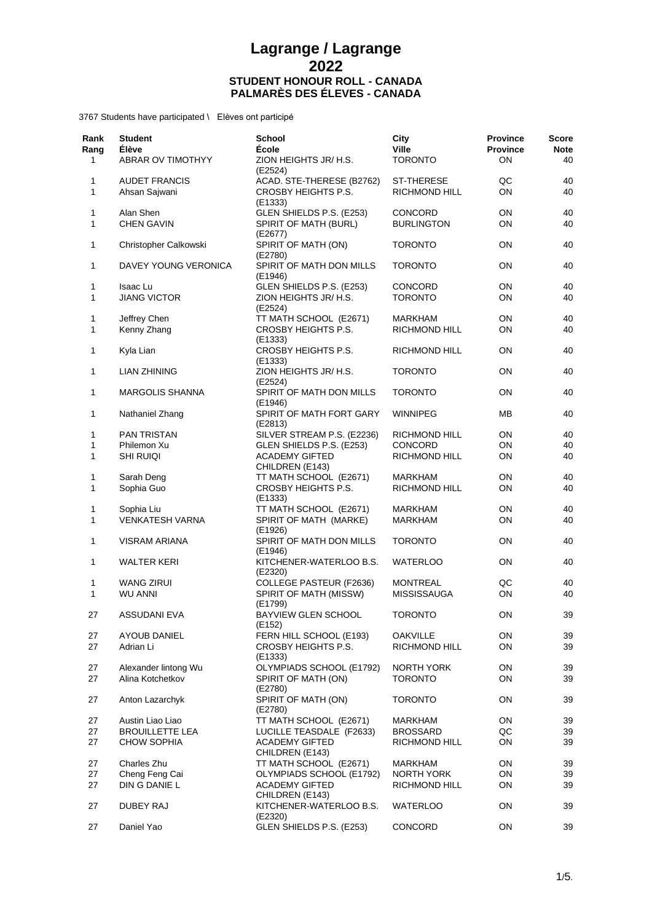# Lagrange / Lagrange
# 2022
### STUDENT HONOUR ROLL - CANADA
### PALMARÈS DES ÉLEVES - CANADA

3767 Students have participated \ Elèves ont participé

| Rank<br>Rang | Student<br>Élève | School<br>École | City<br>Ville | Province<br>Province | Score<br>Note |
|---|---|---|---|---|---|
| 1 | ABRAR OV TIMOTHYY | ZION HEIGHTS JR/ H.S. (E2524) | TORONTO | ON | 40 |
| 1 | AUDET FRANCIS | ACAD. STE-THERESE (B2762) | ST-THERESE | QC | 40 |
| 1 | Ahsan Sajwani | CROSBY HEIGHTS P.S. (E1333) | RICHMOND HILL | ON | 40 |
| 1 | Alan Shen | GLEN SHIELDS P.S. (E253) | CONCORD | ON | 40 |
| 1 | CHEN GAVIN | SPIRIT OF MATH (BURL) (E2677) | BURLINGTON | ON | 40 |
| 1 | Christopher Calkowski | SPIRIT OF MATH (ON) (E2780) | TORONTO | ON | 40 |
| 1 | DAVEY YOUNG VERONICA | SPIRIT OF MATH DON MILLS (E1946) | TORONTO | ON | 40 |
| 1 | Isaac Lu | GLEN SHIELDS P.S. (E253) | CONCORD | ON | 40 |
| 1 | JIANG VICTOR | ZION HEIGHTS JR/ H.S. (E2524) | TORONTO | ON | 40 |
| 1 | Jeffrey Chen | TT MATH SCHOOL (E2671) | MARKHAM | ON | 40 |
| 1 | Kenny Zhang | CROSBY HEIGHTS P.S. (E1333) | RICHMOND HILL | ON | 40 |
| 1 | Kyla Lian | CROSBY HEIGHTS P.S. (E1333) | RICHMOND HILL | ON | 40 |
| 1 | LIAN ZHINING | ZION HEIGHTS JR/ H.S. (E2524) | TORONTO | ON | 40 |
| 1 | MARGOLIS SHANNA | SPIRIT OF MATH DON MILLS (E1946) | TORONTO | ON | 40 |
| 1 | Nathaniel Zhang | SPIRIT OF MATH FORT GARY (E2813) | WINNIPEG | MB | 40 |
| 1 | PAN TRISTAN | SILVER STREAM P.S. (E2236) | RICHMOND HILL | ON | 40 |
| 1 | Philemon Xu | GLEN SHIELDS P.S. (E253) | CONCORD | ON | 40 |
| 1 | SHI RUIQI | ACADEMY GIFTED CHILDREN (E143) | RICHMOND HILL | ON | 40 |
| 1 | Sarah Deng | TT MATH SCHOOL (E2671) | MARKHAM | ON | 40 |
| 1 | Sophia Guo | CROSBY HEIGHTS P.S. (E1333) | RICHMOND HILL | ON | 40 |
| 1 | Sophia Liu | TT MATH SCHOOL (E2671) | MARKHAM | ON | 40 |
| 1 | VENKATESH VARNA | SPIRIT OF MATH (MARKE) (E1926) | MARKHAM | ON | 40 |
| 1 | VISRAM ARIANA | SPIRIT OF MATH DON MILLS (E1946) | TORONTO | ON | 40 |
| 1 | WALTER KERI | KITCHENER-WATERLOO B.S. (E2320) | WATERLOO | ON | 40 |
| 1 | WANG ZIRUI | COLLEGE PASTEUR (F2636) | MONTREAL | QC | 40 |
| 1 | WU ANNI | SPIRIT OF MATH (MISSW) (E1799) | MISSISSAUGA | ON | 40 |
| 27 | ASSUDANI EVA | BAYVIEW GLEN SCHOOL (E152) | TORONTO | ON | 39 |
| 27 | AYOUB DANIEL | FERN HILL SCHOOL (E193) | OAKVILLE | ON | 39 |
| 27 | Adrian Li | CROSBY HEIGHTS P.S. (E1333) | RICHMOND HILL | ON | 39 |
| 27 | Alexander lintong Wu | OLYMPIADS SCHOOL (E1792) | NORTH YORK | ON | 39 |
| 27 | Alina Kotchetkov | SPIRIT OF MATH (ON) (E2780) | TORONTO | ON | 39 |
| 27 | Anton Lazarchyk | SPIRIT OF MATH (ON) (E2780) | TORONTO | ON | 39 |
| 27 | Austin Liao Liao | TT MATH SCHOOL (E2671) | MARKHAM | ON | 39 |
| 27 | BROUILLETTE LEA | LUCILLE TEASDALE (F2633) | BROSSARD | QC | 39 |
| 27 | CHOW SOPHIA | ACADEMY GIFTED CHILDREN (E143) | RICHMOND HILL | ON | 39 |
| 27 | Charles Zhu | TT MATH SCHOOL (E2671) | MARKHAM | ON | 39 |
| 27 | Cheng Feng Cai | OLYMPIADS SCHOOL (E1792) | NORTH YORK | ON | 39 |
| 27 | DIN G DANIE L | ACADEMY GIFTED CHILDREN (E143) | RICHMOND HILL | ON | 39 |
| 27 | DUBEY RAJ | KITCHENER-WATERLOO B.S. (E2320) | WATERLOO | ON | 39 |
| 27 | Daniel Yao | GLEN SHIELDS P.S. (E253) | CONCORD | ON | 39 |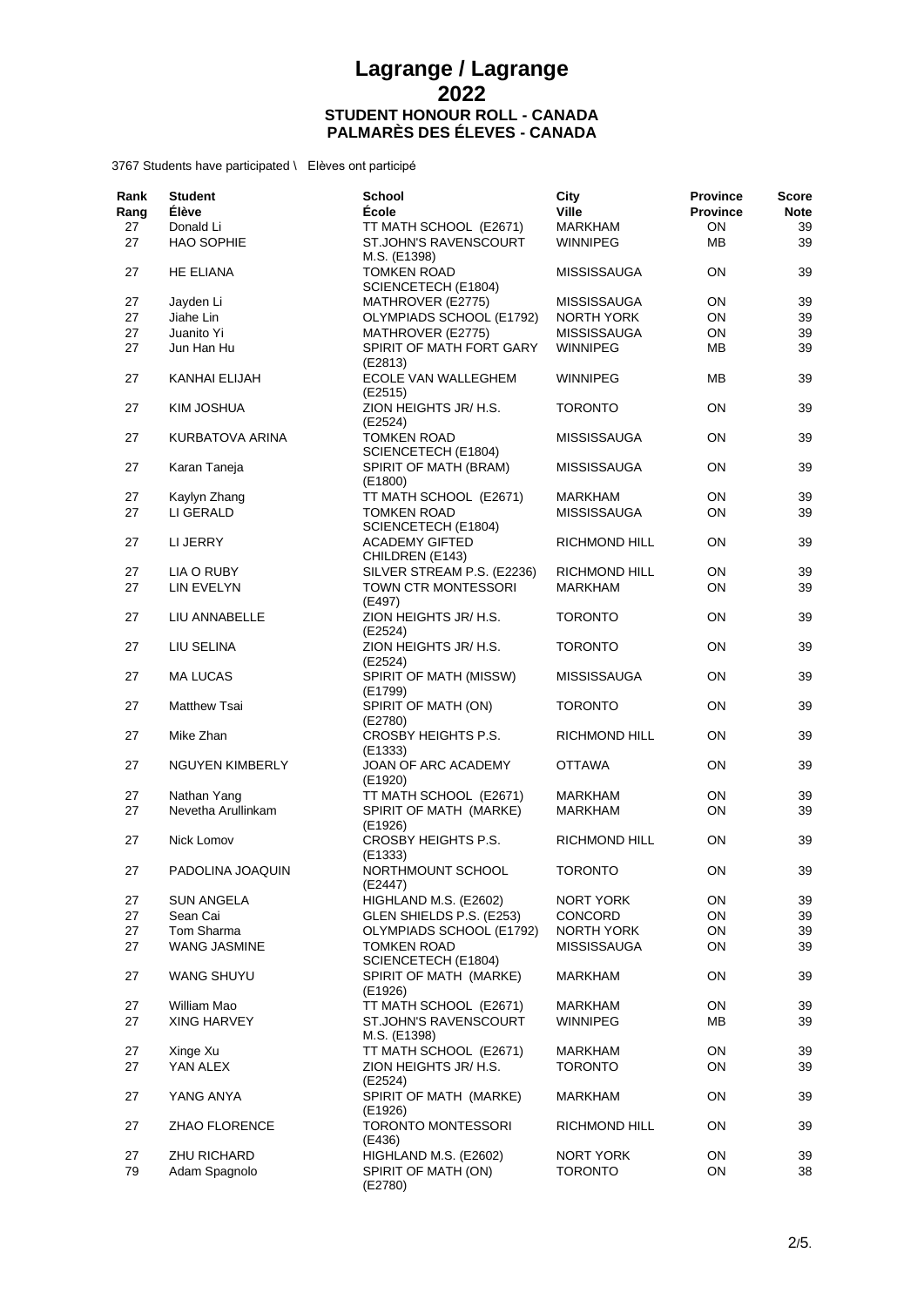# Lagrange / Lagrange
# 2022
### STUDENT HONOUR ROLL - CANADA
### PALMARÈS DES ÉLEVES - CANADA

3767 Students have participated \ Elèves ont participé

| Rank Rang | Student Élève | School École | City Ville | Province Province | Score Note |
|---|---|---|---|---|---|
| 27 | Donald Li | TT MATH SCHOOL (E2671) | MARKHAM | ON | 39 |
| 27 | HAO SOPHIE | ST.JOHN'S RAVENSCOURT M.S. (E1398) | WINNIPEG | MB | 39 |
| 27 | HE ELIANA | TOMKEN ROAD SCIENCETECH (E1804) | MISSISSAUGA | ON | 39 |
| 27 | Jayden Li | MATHROVER (E2775) | MISSISSAUGA | ON | 39 |
| 27 | Jiahe Lin | OLYMPIADS SCHOOL (E1792) | NORTH YORK | ON | 39 |
| 27 | Juanito Yi | MATHROVER (E2775) | MISSISSAUGA | ON | 39 |
| 27 | Jun Han Hu | SPIRIT OF MATH FORT GARY (E2813) | WINNIPEG | MB | 39 |
| 27 | KANHAI ELIJAH | ECOLE VAN WALLEGHEM (E2515) | WINNIPEG | MB | 39 |
| 27 | KIM JOSHUA | ZION HEIGHTS JR/ H.S. (E2524) | TORONTO | ON | 39 |
| 27 | KURBATOVA ARINA | TOMKEN ROAD SCIENCETECH (E1804) | MISSISSAUGA | ON | 39 |
| 27 | Karan Taneja | SPIRIT OF MATH (BRAM) (E1800) | MISSISSAUGA | ON | 39 |
| 27 | Kaylyn Zhang | TT MATH SCHOOL (E2671) | MARKHAM | ON | 39 |
| 27 | LI GERALD | TOMKEN ROAD SCIENCETECH (E1804) | MISSISSAUGA | ON | 39 |
| 27 | LI JERRY | ACADEMY GIFTED CHILDREN (E143) | RICHMOND HILL | ON | 39 |
| 27 | LIA O RUBY | SILVER STREAM P.S. (E2236) | RICHMOND HILL | ON | 39 |
| 27 | LIN EVELYN | TOWN CTR MONTESSORI (E497) | MARKHAM | ON | 39 |
| 27 | LIU ANNABELLE | ZION HEIGHTS JR/ H.S. (E2524) | TORONTO | ON | 39 |
| 27 | LIU SELINA | ZION HEIGHTS JR/ H.S. (E2524) | TORONTO | ON | 39 |
| 27 | MA LUCAS | SPIRIT OF MATH (MISSW) (E1799) | MISSISSAUGA | ON | 39 |
| 27 | Matthew Tsai | SPIRIT OF MATH (ON) (E2780) | TORONTO | ON | 39 |
| 27 | Mike Zhan | CROSBY HEIGHTS P.S. (E1333) | RICHMOND HILL | ON | 39 |
| 27 | NGUYEN KIMBERLY | JOAN OF ARC ACADEMY (E1920) | OTTAWA | ON | 39 |
| 27 | Nathan Yang | TT MATH SCHOOL (E2671) | MARKHAM | ON | 39 |
| 27 | Nevetha Arullinkam | SPIRIT OF MATH (MARKE) (E1926) | MARKHAM | ON | 39 |
| 27 | Nick Lomov | CROSBY HEIGHTS P.S. (E1333) | RICHMOND HILL | ON | 39 |
| 27 | PADOLINA JOAQUIN | NORTHMOUNT SCHOOL (E2447) | TORONTO | ON | 39 |
| 27 | SUN ANGELA | HIGHLAND M.S. (E2602) | NORT YORK | ON | 39 |
| 27 | Sean Cai | GLEN SHIELDS P.S. (E253) | CONCORD | ON | 39 |
| 27 | Tom Sharma | OLYMPIADS SCHOOL (E1792) | NORTH YORK | ON | 39 |
| 27 | WANG JASMINE | TOMKEN ROAD SCIENCETECH (E1804) | MISSISSAUGA | ON | 39 |
| 27 | WANG SHUYU | SPIRIT OF MATH (MARKE) (E1926) | MARKHAM | ON | 39 |
| 27 | William Mao | TT MATH SCHOOL (E2671) | MARKHAM | ON | 39 |
| 27 | XING HARVEY | ST.JOHN'S RAVENSCOURT M.S. (E1398) | WINNIPEG | MB | 39 |
| 27 | Xinge Xu | TT MATH SCHOOL (E2671) | MARKHAM | ON | 39 |
| 27 | YAN ALEX | ZION HEIGHTS JR/ H.S. (E2524) | TORONTO | ON | 39 |
| 27 | YANG ANYA | SPIRIT OF MATH (MARKE) (E1926) | MARKHAM | ON | 39 |
| 27 | ZHAO FLORENCE | TORONTO MONTESSORI (E436) | RICHMOND HILL | ON | 39 |
| 27 | ZHU RICHARD | HIGHLAND M.S. (E2602) | NORT YORK | ON | 39 |
| 79 | Adam Spagnolo | SPIRIT OF MATH (ON) (E2780) | TORONTO | ON | 38 |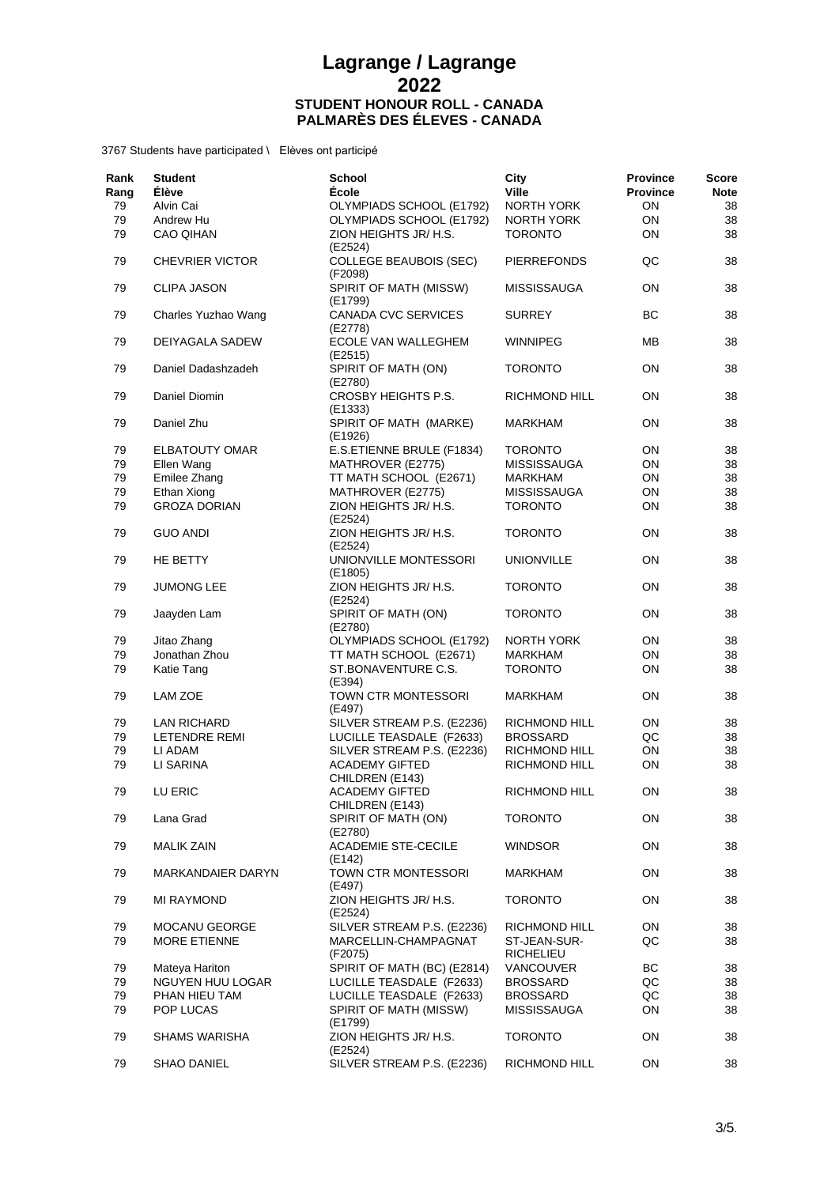# Lagrange / Lagrange
# 2022
### STUDENT HONOUR ROLL - CANADA
### PALMARÈS DES ÉLEVES - CANADA

3767 Students have participated \ Elèves ont participé

| Rank Rang | Student Élève | School École | City Ville | Province Province | Score Note |
|---|---|---|---|---|---|
| 79 | Alvin Cai | OLYMPIADS SCHOOL (E1792) | NORTH YORK | ON | 38 |
| 79 | Andrew Hu | OLYMPIADS SCHOOL (E1792) | NORTH YORK | ON | 38 |
| 79 | CAO QIHAN | ZION HEIGHTS JR/ H.S. (E2524) | TORONTO | ON | 38 |
| 79 | CHEVRIER VICTOR | COLLEGE BEAUBOIS (SEC) (F2098) | PIERREFONDS | QC | 38 |
| 79 | CLIPA JASON | SPIRIT OF MATH (MISSW) (E1799) | MISSISSAUGA | ON | 38 |
| 79 | Charles Yuzhao Wang | CANADA CVC SERVICES (E2778) | SURREY | BC | 38 |
| 79 | DEIYAGALA SADEW | ECOLE VAN WALLEGHEM (E2515) | WINNIPEG | MB | 38 |
| 79 | Daniel Dadashzadeh | SPIRIT OF MATH (ON) (E2780) | TORONTO | ON | 38 |
| 79 | Daniel Diomin | CROSBY HEIGHTS P.S. (E1333) | RICHMOND HILL | ON | 38 |
| 79 | Daniel Zhu | SPIRIT OF MATH (MARKE) (E1926) | MARKHAM | ON | 38 |
| 79 | ELBATOUTY OMAR | E.S.ETIENNE BRULE (F1834) | TORONTO | ON | 38 |
| 79 | Ellen Wang | MATHROVER (E2775) | MISSISSAUGA | ON | 38 |
| 79 | Emilee Zhang | TT MATH SCHOOL (E2671) | MARKHAM | ON | 38 |
| 79 | Ethan Xiong | MATHROVER (E2775) | MISSISSAUGA | ON | 38 |
| 79 | GROZA DORIAN | ZION HEIGHTS JR/ H.S. (E2524) | TORONTO | ON | 38 |
| 79 | GUO ANDI | ZION HEIGHTS JR/ H.S. (E2524) | TORONTO | ON | 38 |
| 79 | HE BETTY | UNIONVILLE MONTESSORI (E1805) | UNIONVILLE | ON | 38 |
| 79 | JUMONG LEE | ZION HEIGHTS JR/ H.S. (E2524) | TORONTO | ON | 38 |
| 79 | Jaayden Lam | SPIRIT OF MATH (ON) (E2780) | TORONTO | ON | 38 |
| 79 | Jitao Zhang | OLYMPIADS SCHOOL (E1792) | NORTH YORK | ON | 38 |
| 79 | Jonathan Zhou | TT MATH SCHOOL (E2671) | MARKHAM | ON | 38 |
| 79 | Katie Tang | ST.BONAVENTURE C.S. (E394) | TORONTO | ON | 38 |
| 79 | LAM ZOE | TOWN CTR MONTESSORI (E497) | MARKHAM | ON | 38 |
| 79 | LAN RICHARD | SILVER STREAM P.S. (E2236) | RICHMOND HILL | ON | 38 |
| 79 | LETENDRE REMI | LUCILLE TEASDALE (F2633) | BROSSARD | QC | 38 |
| 79 | LI ADAM | SILVER STREAM P.S. (E2236) | RICHMOND HILL | ON | 38 |
| 79 | LI SARINA | ACADEMY GIFTED CHILDREN (E143) | RICHMOND HILL | ON | 38 |
| 79 | LU ERIC | ACADEMY GIFTED CHILDREN (E143) | RICHMOND HILL | ON | 38 |
| 79 | Lana Grad | SPIRIT OF MATH (ON) (E2780) | TORONTO | ON | 38 |
| 79 | MALIK ZAIN | ACADEMIE STE-CECILE (E142) | WINDSOR | ON | 38 |
| 79 | MARKANDAIER DARYN | TOWN CTR MONTESSORI (E497) | MARKHAM | ON | 38 |
| 79 | MI RAYMOND | ZION HEIGHTS JR/ H.S. (E2524) | TORONTO | ON | 38 |
| 79 | MOCANU GEORGE | SILVER STREAM P.S. (E2236) | RICHMOND HILL | ON | 38 |
| 79 | MORE ETIENNE | MARCELLIN-CHAMPAGNAT (F2075) | ST-JEAN-SUR-RICHELIEU | QC | 38 |
| 79 | Mateya Hariton | SPIRIT OF MATH (BC) (E2814) | VANCOUVER | BC | 38 |
| 79 | NGUYEN HUU LOGAR | LUCILLE TEASDALE (F2633) | BROSSARD | QC | 38 |
| 79 | PHAN HIEU TAM | LUCILLE TEASDALE (F2633) | BROSSARD | QC | 38 |
| 79 | POP LUCAS | SPIRIT OF MATH (MISSW) (E1799) | MISSISSAUGA | ON | 38 |
| 79 | SHAMS WARISHA | ZION HEIGHTS JR/ H.S. (E2524) | TORONTO | ON | 38 |
| 79 | SHAO DANIEL | SILVER STREAM P.S. (E2236) | RICHMOND HILL | ON | 38 |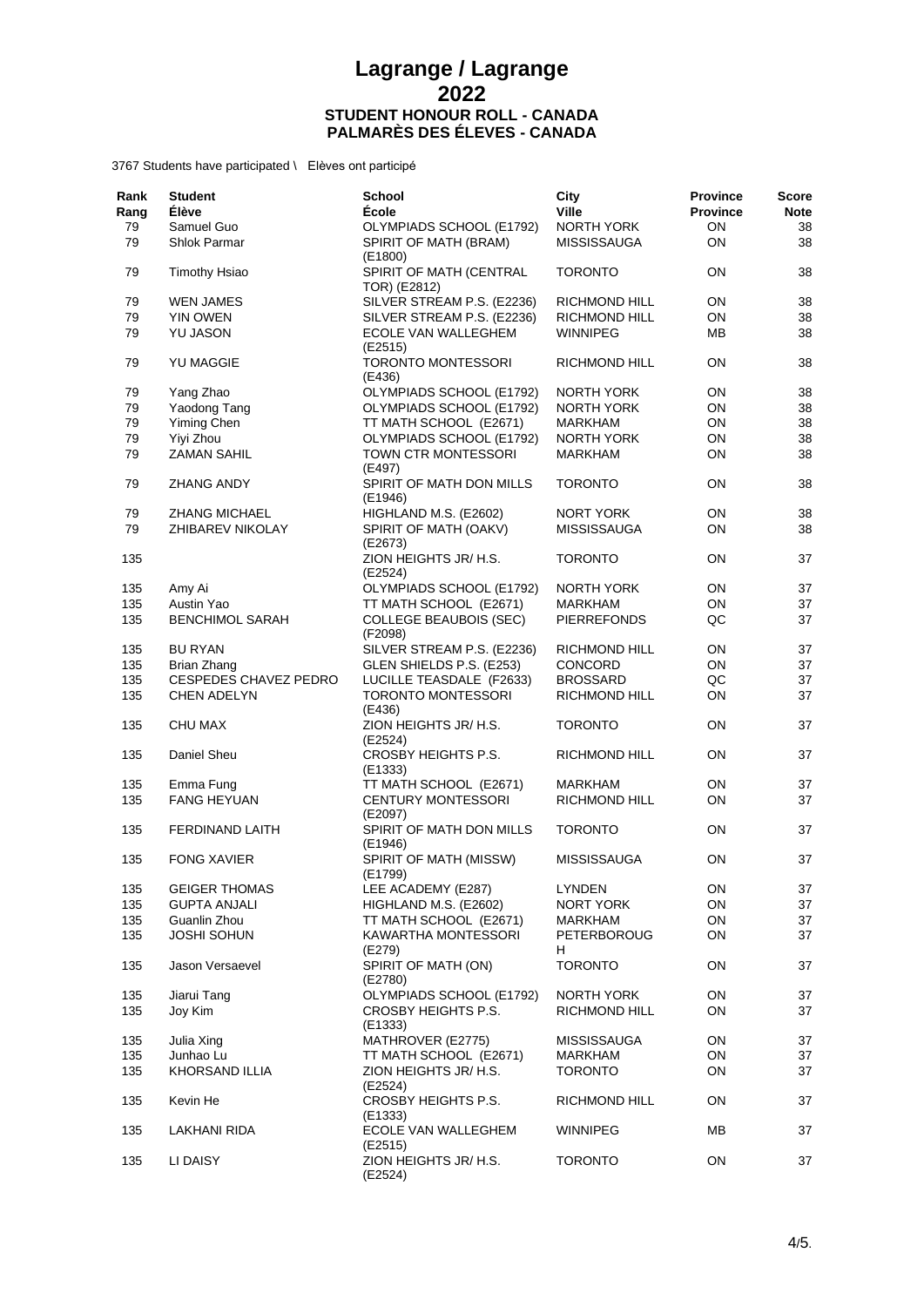# Lagrange / Lagrange
# 2022
### STUDENT HONOUR ROLL - CANADA
### PALMARÈS DES ÉLEVES - CANADA

3767 Students have participated \ Elèves ont participé

| Rank<br>Rang | Student<br>Élève | School<br>École | City<br>Ville | Province<br>Province | Score<br>Note |
|---|---|---|---|---|---|
| 79 | Samuel Guo | OLYMPIADS SCHOOL (E1792) | NORTH YORK | ON | 38 |
| 79 | Shlok Parmar | SPIRIT OF MATH (BRAM) (E1800) | MISSISSAUGA | ON | 38 |
| 79 | Timothy Hsiao | SPIRIT OF MATH (CENTRAL TOR) (E2812) | TORONTO | ON | 38 |
| 79 | WEN JAMES | SILVER STREAM P.S. (E2236) | RICHMOND HILL | ON | 38 |
| 79 | YIN OWEN | SILVER STREAM P.S. (E2236) | RICHMOND HILL | ON | 38 |
| 79 | YU JASON | ECOLE VAN WALLEGHEM (E2515) | WINNIPEG | MB | 38 |
| 79 | YU MAGGIE | TORONTO MONTESSORI (E436) | RICHMOND HILL | ON | 38 |
| 79 | Yang Zhao | OLYMPIADS SCHOOL (E1792) | NORTH YORK | ON | 38 |
| 79 | Yaodong Tang | OLYMPIADS SCHOOL (E1792) | NORTH YORK | ON | 38 |
| 79 | Yiming Chen | TT MATH SCHOOL (E2671) | MARKHAM | ON | 38 |
| 79 | Yiyi Zhou | OLYMPIADS SCHOOL (E1792) | NORTH YORK | ON | 38 |
| 79 | ZAMAN SAHIL | TOWN CTR MONTESSORI (E497) | MARKHAM | ON | 38 |
| 79 | ZHANG ANDY | SPIRIT OF MATH DON MILLS (E1946) | TORONTO | ON | 38 |
| 79 | ZHANG MICHAEL | HIGHLAND M.S. (E2602) | NORT YORK | ON | 38 |
| 79 | ZHIBAREV NIKOLAY | SPIRIT OF MATH (OAKV) (E2673) | MISSISSAUGA | ON | 38 |
| 135 | | ZION HEIGHTS JR/ H.S. (E2524) | TORONTO | ON | 37 |
| 135 | Amy Ai | OLYMPIADS SCHOOL (E1792) | NORTH YORK | ON | 37 |
| 135 | Austin Yao | TT MATH SCHOOL (E2671) | MARKHAM | ON | 37 |
| 135 | BENCHIMOL SARAH | COLLEGE BEAUBOIS (SEC) (F2098) | PIERREFONDS | QC | 37 |
| 135 | BU RYAN | SILVER STREAM P.S. (E2236) | RICHMOND HILL | ON | 37 |
| 135 | Brian Zhang | GLEN SHIELDS P.S. (E253) | CONCORD | ON | 37 |
| 135 | CESPEDES CHAVEZ PEDRO | LUCILLE TEASDALE (F2633) | BROSSARD | QC | 37 |
| 135 | CHEN ADELYN | TORONTO MONTESSORI (E436) | RICHMOND HILL | ON | 37 |
| 135 | CHU MAX | ZION HEIGHTS JR/ H.S. (E2524) | TORONTO | ON | 37 |
| 135 | Daniel Sheu | CROSBY HEIGHTS P.S. (E1333) | RICHMOND HILL | ON | 37 |
| 135 | Emma Fung | TT MATH SCHOOL (E2671) | MARKHAM | ON | 37 |
| 135 | FANG HEYUAN | CENTURY MONTESSORI (E2097) | RICHMOND HILL | ON | 37 |
| 135 | FERDINAND LAITH | SPIRIT OF MATH DON MILLS (E1946) | TORONTO | ON | 37 |
| 135 | FONG XAVIER | SPIRIT OF MATH (MISSW) (E1799) | MISSISSAUGA | ON | 37 |
| 135 | GEIGER THOMAS | LEE ACADEMY (E287) | LYNDEN | ON | 37 |
| 135 | GUPTA ANJALI | HIGHLAND M.S. (E2602) | NORT YORK | ON | 37 |
| 135 | Guanlin Zhou | TT MATH SCHOOL (E2671) | MARKHAM | ON | 37 |
| 135 | JOSHI SOHUN | KAWARTHA MONTESSORI (E279) | PETERBOROUGH | ON | 37 |
| 135 | Jason Versaevel | SPIRIT OF MATH (ON) (E2780) | TORONTO | ON | 37 |
| 135 | Jiarui Tang | OLYMPIADS SCHOOL (E1792) | NORTH YORK | ON | 37 |
| 135 | Joy Kim | CROSBY HEIGHTS P.S. (E1333) | RICHMOND HILL | ON | 37 |
| 135 | Julia Xing | MATHROVER (E2775) | MISSISSAUGA | ON | 37 |
| 135 | Junhao Lu | TT MATH SCHOOL (E2671) | MARKHAM | ON | 37 |
| 135 | KHORSAND ILLIA | ZION HEIGHTS JR/ H.S. (E2524) | TORONTO | ON | 37 |
| 135 | Kevin He | CROSBY HEIGHTS P.S. (E1333) | RICHMOND HILL | ON | 37 |
| 135 | LAKHANI RIDA | ECOLE VAN WALLEGHEM (E2515) | WINNIPEG | MB | 37 |
| 135 | LI DAISY | ZION HEIGHTS JR/ H.S. (E2524) | TORONTO | ON | 37 |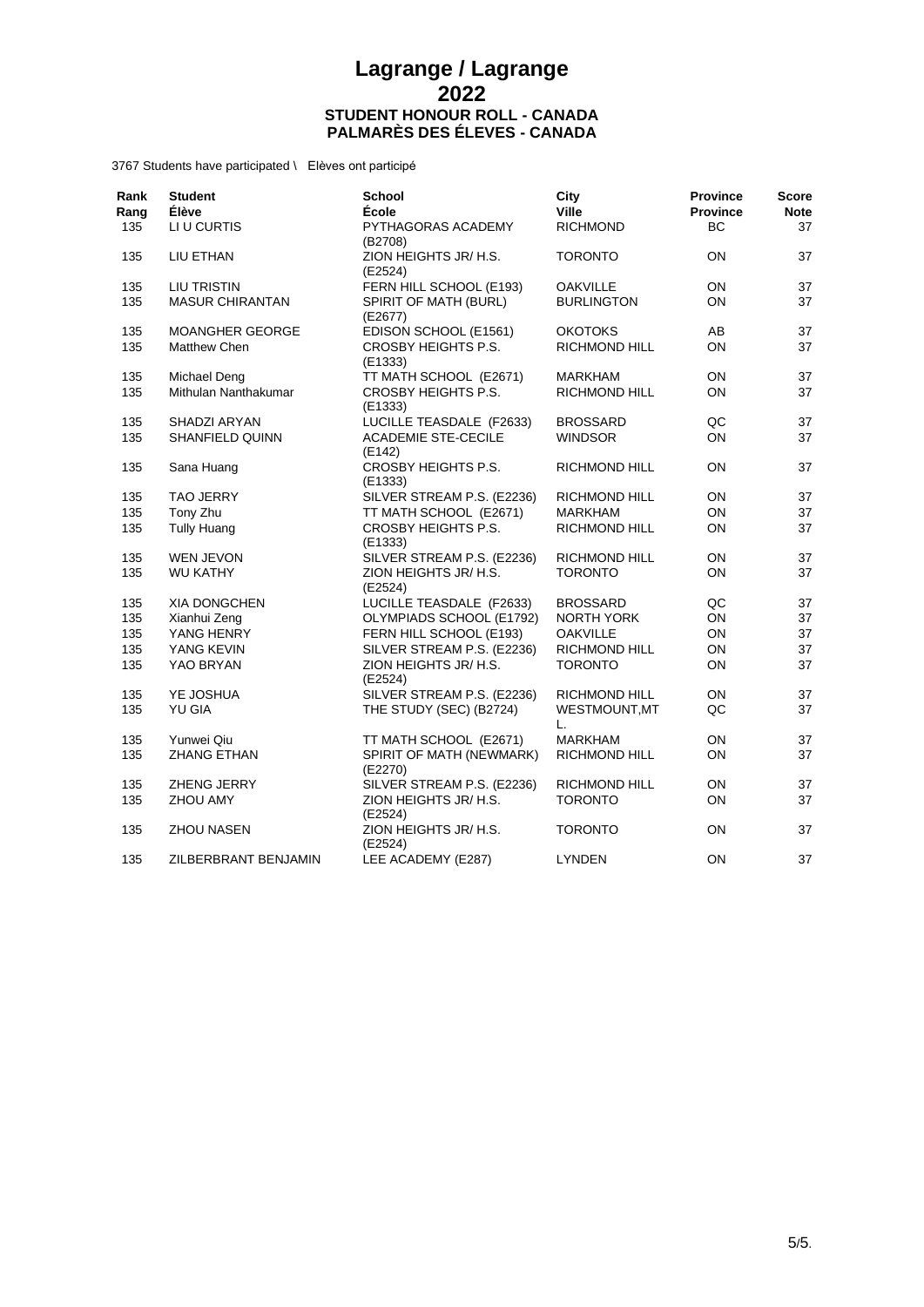# Lagrange / Lagrange
# 2022
### STUDENT HONOUR ROLL - CANADA
### PALMARÈS DES ÉLEVES - CANADA

3767 Students have participated \ Elèves ont participé

| Rank Rang | Student Élève | School École | City Ville | Province Province | Score Note |
|---|---|---|---|---|---|
| 135 | LI U CURTIS | PYTHAGORAS ACADEMY (B2708) | RICHMOND | BC | 37 |
| 135 | LIU ETHAN | ZION HEIGHTS JR/ H.S. (E2524) | TORONTO | ON | 37 |
| 135 | LIU TRISTIN | FERN HILL SCHOOL (E193) | OAKVILLE | ON | 37 |
| 135 | MASUR CHIRANTAN | SPIRIT OF MATH (BURL) (E2677) | BURLINGTON | ON | 37 |
| 135 | MOANGHER GEORGE | EDISON SCHOOL (E1561) | OKOTOKS | AB | 37 |
| 135 | Matthew Chen | CROSBY HEIGHTS P.S. (E1333) | RICHMOND HILL | ON | 37 |
| 135 | Michael Deng | TT MATH SCHOOL (E2671) | MARKHAM | ON | 37 |
| 135 | Mithulan Nanthakumar | CROSBY HEIGHTS P.S. (E1333) | RICHMOND HILL | ON | 37 |
| 135 | SHADZI ARYAN | LUCILLE TEASDALE (F2633) | BROSSARD | QC | 37 |
| 135 | SHANFIELD QUINN | ACADEMIE STE-CECILE (E142) | WINDSOR | ON | 37 |
| 135 | Sana Huang | CROSBY HEIGHTS P.S. (E1333) | RICHMOND HILL | ON | 37 |
| 135 | TAO JERRY | SILVER STREAM P.S. (E2236) | RICHMOND HILL | ON | 37 |
| 135 | Tony Zhu | TT MATH SCHOOL (E2671) | MARKHAM | ON | 37 |
| 135 | Tully Huang | CROSBY HEIGHTS P.S. (E1333) | RICHMOND HILL | ON | 37 |
| 135 | WEN JEVON | SILVER STREAM P.S. (E2236) | RICHMOND HILL | ON | 37 |
| 135 | WU KATHY | ZION HEIGHTS JR/ H.S. (E2524) | TORONTO | ON | 37 |
| 135 | XIA DONGCHEN | LUCILLE TEASDALE (F2633) | BROSSARD | QC | 37 |
| 135 | Xianhui Zeng | OLYMPIADS SCHOOL (E1792) | NORTH YORK | ON | 37 |
| 135 | YANG HENRY | FERN HILL SCHOOL (E193) | OAKVILLE | ON | 37 |
| 135 | YANG KEVIN | SILVER STREAM P.S. (E2236) | RICHMOND HILL | ON | 37 |
| 135 | YAO BRYAN | ZION HEIGHTS JR/ H.S. (E2524) | TORONTO | ON | 37 |
| 135 | YE JOSHUA | SILVER STREAM P.S. (E2236) | RICHMOND HILL | ON | 37 |
| 135 | YU GIA | THE STUDY (SEC) (B2724) | WESTMOUNT,MT L. | QC | 37 |
| 135 | Yunwei Qiu | TT MATH SCHOOL (E2671) | MARKHAM | ON | 37 |
| 135 | ZHANG ETHAN | SPIRIT OF MATH (NEWMARK) (E2270) | RICHMOND HILL | ON | 37 |
| 135 | ZHENG JERRY | SILVER STREAM P.S. (E2236) | RICHMOND HILL | ON | 37 |
| 135 | ZHOU AMY | ZION HEIGHTS JR/ H.S. (E2524) | TORONTO | ON | 37 |
| 135 | ZHOU NASEN | ZION HEIGHTS JR/ H.S. (E2524) | TORONTO | ON | 37 |
| 135 | ZILBERBRANT BENJAMIN | LEE ACADEMY (E287) | LYNDEN | ON | 37 |